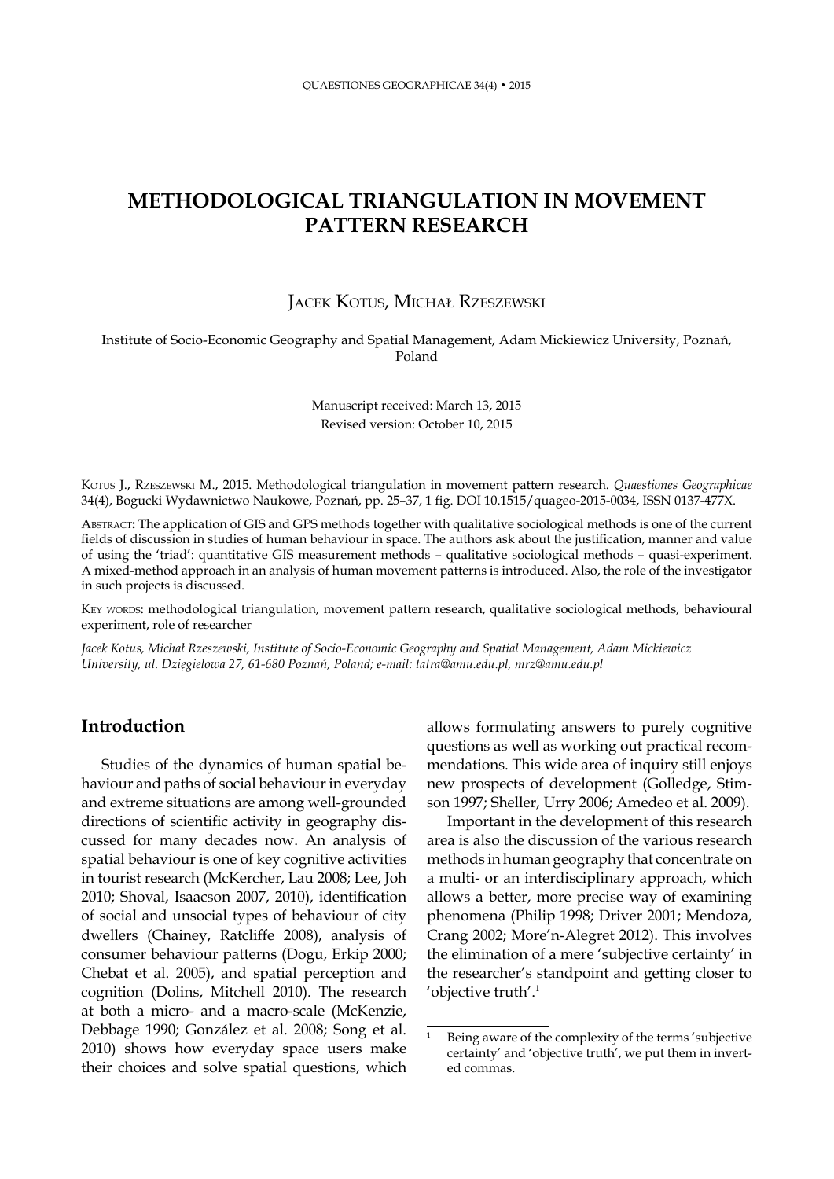# METHODOLOGICAL TRIANGULATION IN MOVEMENT PATTERN RESEARCH

Jacek Kotus, Michał Rzeszewski

Institute of Socio-Economic Geography and Spatial Management, Adam Mickiewicz University, Poznań, Poland

Manuscript received: March 13, 2015
Revised version: October 10, 2015

Kotus J., Rzeszewski M., 2015. Methodological triangulation in movement pattern research. *Quaestiones Geographicae* 34(4), Bogucki Wydawnictwo Naukowe, Poznań, pp. 25–37, 1 fig. DOI 10.1515/quageo-2015-0034, ISSN 0137-477X.

Abstract**:** The application of GIS and GPS methods together with qualitative sociological methods is one of the current fields of discussion in studies of human behaviour in space. The authors ask about the justification, manner and value of using the 'triad': quantitative GIS measurement methods – qualitative sociological methods – quasi-experiment. A mixed-method approach in an analysis of human movement patterns is introduced. Also, the role of the investigator in such projects is discussed.

Key words**:** methodological triangulation, movement pattern research, qualitative sociological methods, behavioural experiment, role of researcher

*Jacek Kotus, Michał Rzeszewski, Institute of Socio-Economic Geography and Spatial Management, Adam Mickiewicz University, ul. Dzięgielowa 27, 61-680 Poznań, Poland; e-mail: tatra@amu.edu.pl, mrz@amu.edu.pl*

## Introduction

Studies of the dynamics of human spatial behaviour and paths of social behaviour in everyday and extreme situations are among well-grounded directions of scientific activity in geography discussed for many decades now. An analysis of spatial behaviour is one of key cognitive activities in tourist research (McKercher, Lau 2008; Lee, Joh 2010; Shoval, Isaacson 2007, 2010), identification of social and unsocial types of behaviour of city dwellers (Chainey, Ratcliffe 2008), analysis of consumer behaviour patterns (Dogu, Erkip 2000; Chebat et al. 2005), and spatial perception and cognition (Dolins, Mitchell 2010). The research at both a micro- and a macro-scale (McKenzie, Debbage 1990; González et al. 2008; Song et al. 2010) shows how everyday space users make their choices and solve spatial questions, which allows formulating answers to purely cognitive questions as well as working out practical recommendations. This wide area of inquiry still enjoys new prospects of development (Golledge, Stimson 1997; Sheller, Urry 2006; Amedeo et al. 2009).

Important in the development of this research area is also the discussion of the various research methods in human geography that concentrate on a multi- or an interdisciplinary approach, which allows a better, more precise way of examining phenomena (Philip 1998; Driver 2001; Mendoza, Crang 2002; More'n-Alegret 2012). This involves the elimination of a mere 'subjective certainty' in the researcher's standpoint and getting closer to 'objective truth'.[1]

[1] Being aware of the complexity of the terms 'subjective certainty' and 'objective truth', we put them in inverted commas.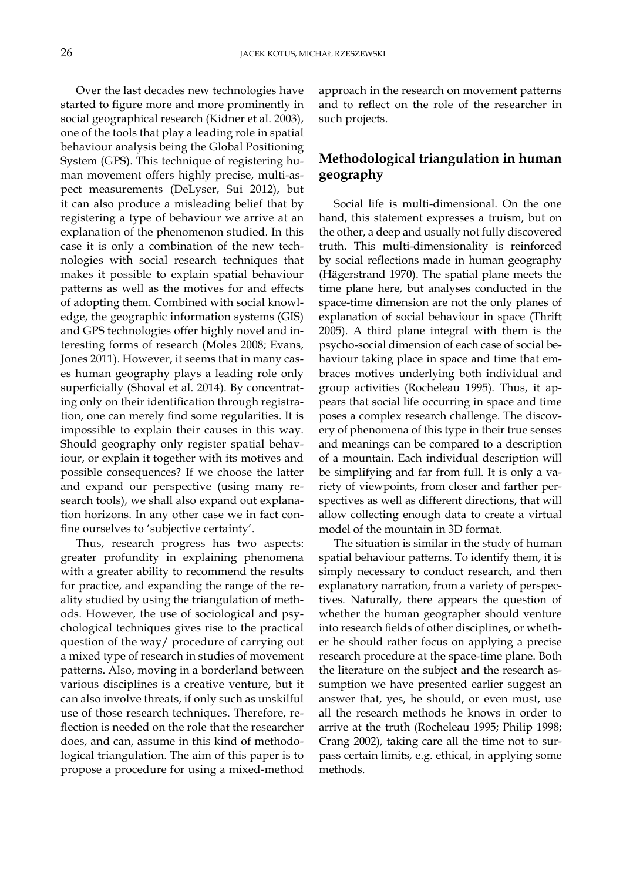Over the last decades new technologies have started to figure more and more prominently in social geographical research (Kidner et al. 2003), one of the tools that play a leading role in spatial behaviour analysis being the Global Positioning System (GPS). This technique of registering human movement offers highly precise, multi-aspect measurements (DeLyser, Sui 2012), but it can also produce a misleading belief that by registering a type of behaviour we arrive at an explanation of the phenomenon studied. In this case it is only a combination of the new technologies with social research techniques that makes it possible to explain spatial behaviour patterns as well as the motives for and effects of adopting them. Combined with social knowledge, the geographic information systems (GIS) and GPS technologies offer highly novel and interesting forms of research (Moles 2008; Evans, Jones 2011). However, it seems that in many cases human geography plays a leading role only superficially (Shoval et al. 2014). By concentrating only on their identification through registration, one can merely find some regularities. It is impossible to explain their causes in this way. Should geography only register spatial behaviour, or explain it together with its motives and possible consequences? If we choose the latter and expand our perspective (using many research tools), we shall also expand out explanation horizons. In any other case we in fact confine ourselves to 'subjective certainty'.

Thus, research progress has two aspects: greater profundity in explaining phenomena with a greater ability to recommend the results for practice, and expanding the range of the reality studied by using the triangulation of methods. However, the use of sociological and psychological techniques gives rise to the practical question of the way/ procedure of carrying out a mixed type of research in studies of movement patterns. Also, moving in a borderland between various disciplines is a creative venture, but it can also involve threats, if only such as unskilful use of those research techniques. Therefore, reflection is needed on the role that the researcher does, and can, assume in this kind of methodological triangulation. The aim of this paper is to propose a procedure for using a mixed-method approach in the research on movement patterns and to reflect on the role of the researcher in such projects.

## Methodological triangulation in human geography

Social life is multi-dimensional. On the one hand, this statement expresses a truism, but on the other, a deep and usually not fully discovered truth. This multi-dimensionality is reinforced by social reflections made in human geography (Hägerstrand 1970). The spatial plane meets the time plane here, but analyses conducted in the space-time dimension are not the only planes of explanation of social behaviour in space (Thrift 2005). A third plane integral with them is the psycho-social dimension of each case of social behaviour taking place in space and time that embraces motives underlying both individual and group activities (Rocheleau 1995). Thus, it appears that social life occurring in space and time poses a complex research challenge. The discovery of phenomena of this type in their true senses and meanings can be compared to a description of a mountain. Each individual description will be simplifying and far from full. It is only a variety of viewpoints, from closer and farther perspectives as well as different directions, that will allow collecting enough data to create a virtual model of the mountain in 3D format.

The situation is similar in the study of human spatial behaviour patterns. To identify them, it is simply necessary to conduct research, and then explanatory narration, from a variety of perspectives. Naturally, there appears the question of whether the human geographer should venture into research fields of other disciplines, or whether he should rather focus on applying a precise research procedure at the space-time plane. Both the literature on the subject and the research assumption we have presented earlier suggest an answer that, yes, he should, or even must, use all the research methods he knows in order to arrive at the truth (Rocheleau 1995; Philip 1998; Crang 2002), taking care all the time not to surpass certain limits, e.g. ethical, in applying some methods.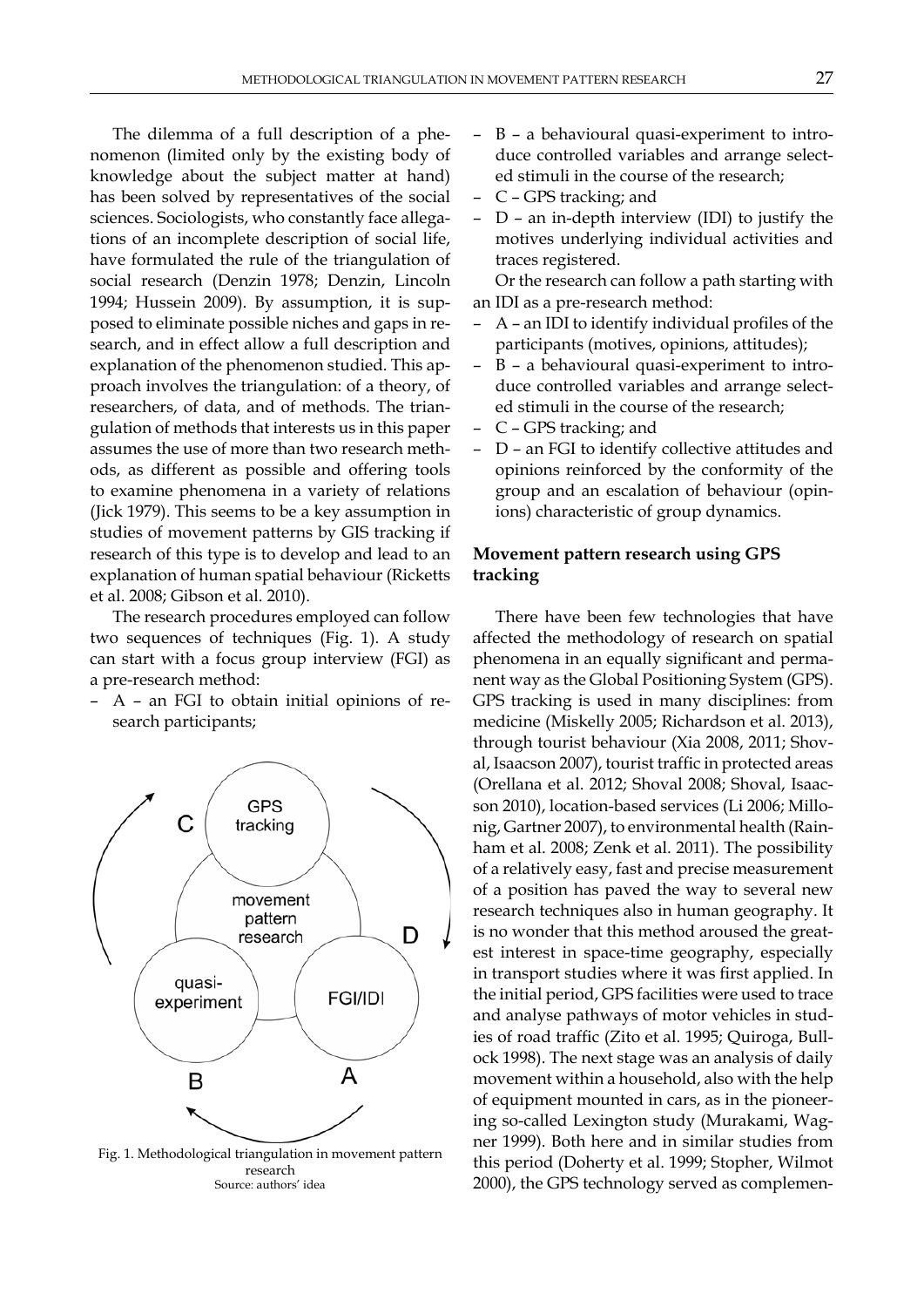The dilemma of a full description of a phenomenon (limited only by the existing body of knowledge about the subject matter at hand) has been solved by representatives of the social sciences. Sociologists, who constantly face allegations of an incomplete description of social life, have formulated the rule of the triangulation of social research (Denzin 1978; Denzin, Lincoln 1994; Hussein 2009). By assumption, it is supposed to eliminate possible niches and gaps in research, and in effect allow a full description and explanation of the phenomenon studied. This approach involves the triangulation: of a theory, of researchers, of data, and of methods. The triangulation of methods that interests us in this paper assumes the use of more than two research methods, as different as possible and offering tools to examine phenomena in a variety of relations (Jick 1979). This seems to be a key assumption in studies of movement patterns by GIS tracking if research of this type is to develop and lead to an explanation of human spatial behaviour (Ricketts et al. 2008; Gibson et al. 2010).

The research procedures employed can follow two sequences of techniques (Fig. 1). A study can start with a focus group interview (FGI) as a pre-research method:

- A – an FGI to obtain initial opinions of research participants;
- B – a behavioural quasi-experiment to introduce controlled variables and arrange selected stimuli in the course of the research;
- C – GPS tracking; and
- D – an in-depth interview (IDI) to justify the motives underlying individual activities and traces registered.

Or the research can follow a path starting with an IDI as a pre-research method:

- A – an IDI to identify individual profiles of the participants (motives, opinions, attitudes);
- B – a behavioural quasi-experiment to introduce controlled variables and arrange selected stimuli in the course of the research;
- C – GPS tracking; and
- D – an FGI to identify collective attitudes and opinions reinforced by the conformity of the group and an escalation of behaviour (opinions) characteristic of group dynamics.

Fig. 1. Methodological triangulation in movement pattern research
Source: authors' idea

## Movement pattern research using GPS tracking

There have been few technologies that have affected the methodology of research on spatial phenomena in an equally significant and permanent way as the Global Positioning System (GPS). GPS tracking is used in many disciplines: from medicine (Miskelly 2005; Richardson et al. 2013), through tourist behaviour (Xia 2008, 2011; Shoval, Isaacson 2007), tourist traffic in protected areas (Orellana et al. 2012; Shoval 2008; Shoval, Isaacson 2010), location-based services (Li 2006; Millonig, Gartner 2007), to environmental health (Rainham et al. 2008; Zenk et al. 2011). The possibility of a relatively easy, fast and precise measurement of a position has paved the way to several new research techniques also in human geography. It is no wonder that this method aroused the greatest interest in space-time geography, especially in transport studies where it was first applied. In the initial period, GPS facilities were used to trace and analyse pathways of motor vehicles in studies of road traffic (Zito et al. 1995; Quiroga, Bullock 1998). The next stage was an analysis of daily movement within a household, also with the help of equipment mounted in cars, as in the pioneering so-called Lexington study (Murakami, Wagner 1999). Both here and in similar studies from this period (Doherty et al. 1999; Stopher, Wilmot 2000), the GPS technology served as complemen-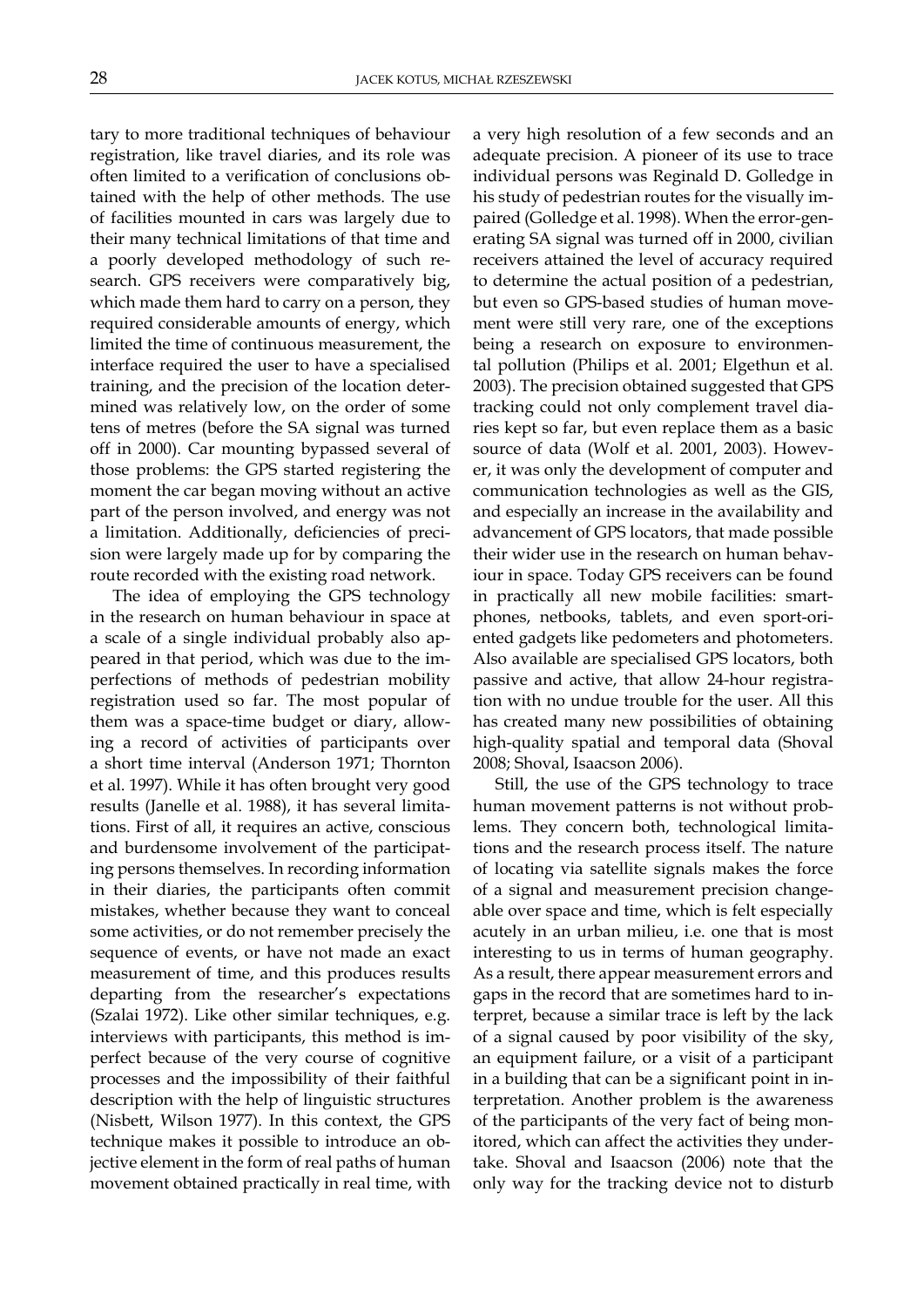tary to more traditional techniques of behaviour registration, like travel diaries, and its role was often limited to a verification of conclusions obtained with the help of other methods. The use of facilities mounted in cars was largely due to their many technical limitations of that time and a poorly developed methodology of such research. GPS receivers were comparatively big, which made them hard to carry on a person, they required considerable amounts of energy, which limited the time of continuous measurement, the interface required the user to have a specialised training, and the precision of the location determined was relatively low, on the order of some tens of metres (before the SA signal was turned off in 2000). Car mounting bypassed several of those problems: the GPS started registering the moment the car began moving without an active part of the person involved, and energy was not a limitation. Additionally, deficiencies of precision were largely made up for by comparing the route recorded with the existing road network.

The idea of employing the GPS technology in the research on human behaviour in space at a scale of a single individual probably also appeared in that period, which was due to the imperfections of methods of pedestrian mobility registration used so far. The most popular of them was a space-time budget or diary, allowing a record of activities of participants over a short time interval (Anderson 1971; Thornton et al. 1997). While it has often brought very good results (Janelle et al. 1988), it has several limitations. First of all, it requires an active, conscious and burdensome involvement of the participating persons themselves. In recording information in their diaries, the participants often commit mistakes, whether because they want to conceal some activities, or do not remember precisely the sequence of events, or have not made an exact measurement of time, and this produces results departing from the researcher's expectations (Szalai 1972). Like other similar techniques, e.g. interviews with participants, this method is imperfect because of the very course of cognitive processes and the impossibility of their faithful description with the help of linguistic structures (Nisbett, Wilson 1977). In this context, the GPS technique makes it possible to introduce an objective element in the form of real paths of human movement obtained practically in real time, with a very high resolution of a few seconds and an adequate precision. A pioneer of its use to trace individual persons was Reginald D. Golledge in his study of pedestrian routes for the visually impaired (Golledge et al. 1998). When the error-generating SA signal was turned off in 2000, civilian receivers attained the level of accuracy required to determine the actual position of a pedestrian, but even so GPS-based studies of human movement were still very rare, one of the exceptions being a research on exposure to environmental pollution (Philips et al. 2001; Elgethun et al. 2003). The precision obtained suggested that GPS tracking could not only complement travel diaries kept so far, but even replace them as a basic source of data (Wolf et al. 2001, 2003). However, it was only the development of computer and communication technologies as well as the GIS, and especially an increase in the availability and advancement of GPS locators, that made possible their wider use in the research on human behaviour in space. Today GPS receivers can be found in practically all new mobile facilities: smartphones, netbooks, tablets, and even sport-oriented gadgets like pedometers and photometers. Also available are specialised GPS locators, both passive and active, that allow 24-hour registration with no undue trouble for the user. All this has created many new possibilities of obtaining high-quality spatial and temporal data (Shoval 2008; Shoval, Isaacson 2006).

Still, the use of the GPS technology to trace human movement patterns is not without problems. They concern both, technological limitations and the research process itself. The nature of locating via satellite signals makes the force of a signal and measurement precision changeable over space and time, which is felt especially acutely in an urban milieu, i.e. one that is most interesting to us in terms of human geography. As a result, there appear measurement errors and gaps in the record that are sometimes hard to interpret, because a similar trace is left by the lack of a signal caused by poor visibility of the sky, an equipment failure, or a visit of a participant in a building that can be a significant point in interpretation. Another problem is the awareness of the participants of the very fact of being monitored, which can affect the activities they undertake. Shoval and Isaacson (2006) note that the only way for the tracking device not to disturb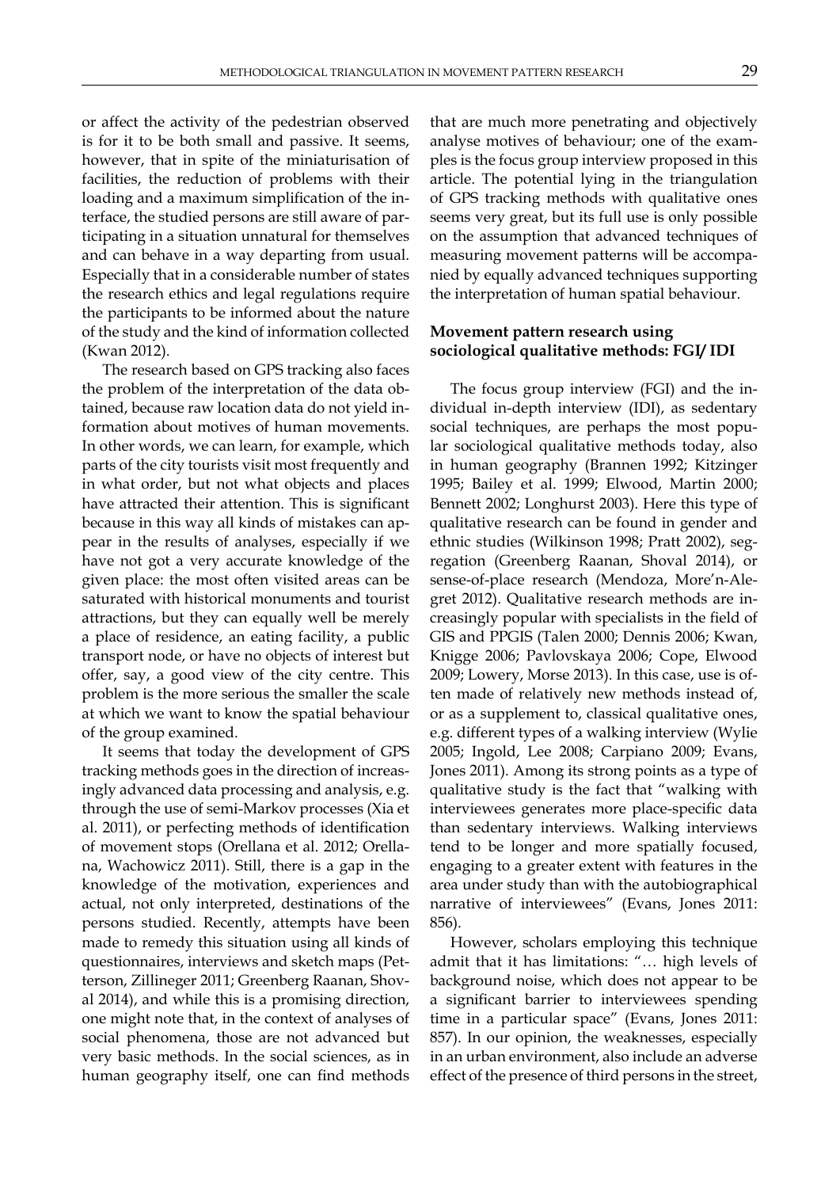or affect the activity of the pedestrian observed is for it to be both small and passive. It seems, however, that in spite of the miniaturisation of facilities, the reduction of problems with their loading and a maximum simplification of the interface, the studied persons are still aware of participating in a situation unnatural for themselves and can behave in a way departing from usual. Especially that in a considerable number of states the research ethics and legal regulations require the participants to be informed about the nature of the study and the kind of information collected (Kwan 2012).

The research based on GPS tracking also faces the problem of the interpretation of the data obtained, because raw location data do not yield information about motives of human movements. In other words, we can learn, for example, which parts of the city tourists visit most frequently and in what order, but not what objects and places have attracted their attention. This is significant because in this way all kinds of mistakes can appear in the results of analyses, especially if we have not got a very accurate knowledge of the given place: the most often visited areas can be saturated with historical monuments and tourist attractions, but they can equally well be merely a place of residence, an eating facility, a public transport node, or have no objects of interest but offer, say, a good view of the city centre. This problem is the more serious the smaller the scale at which we want to know the spatial behaviour of the group examined.

It seems that today the development of GPS tracking methods goes in the direction of increasingly advanced data processing and analysis, e.g. through the use of semi-Markov processes (Xia et al. 2011), or perfecting methods of identification of movement stops (Orellana et al. 2012; Orellana, Wachowicz 2011). Still, there is a gap in the knowledge of the motivation, experiences and actual, not only interpreted, destinations of the persons studied. Recently, attempts have been made to remedy this situation using all kinds of questionnaires, interviews and sketch maps (Petterson, Zillineger 2011; Greenberg Raanan, Shoval 2014), and while this is a promising direction, one might note that, in the context of analyses of social phenomena, those are not advanced but very basic methods. In the social sciences, as in human geography itself, one can find methods that are much more penetrating and objectively analyse motives of behaviour; one of the examples is the focus group interview proposed in this article. The potential lying in the triangulation of GPS tracking methods with qualitative ones seems very great, but its full use is only possible on the assumption that advanced techniques of measuring movement patterns will be accompanied by equally advanced techniques supporting the interpretation of human spatial behaviour.

## Movement pattern research using sociological qualitative methods: FGI/ IDI

The focus group interview (FGI) and the individual in-depth interview (IDI), as sedentary social techniques, are perhaps the most popular sociological qualitative methods today, also in human geography (Brannen 1992; Kitzinger 1995; Bailey et al. 1999; Elwood, Martin 2000; Bennett 2002; Longhurst 2003). Here this type of qualitative research can be found in gender and ethnic studies (Wilkinson 1998; Pratt 2002), segregation (Greenberg Raanan, Shoval 2014), or sense-of-place research (Mendoza, More'n-Alegret 2012). Qualitative research methods are increasingly popular with specialists in the field of GIS and PPGIS (Talen 2000; Dennis 2006; Kwan, Knigge 2006; Pavlovskaya 2006; Cope, Elwood 2009; Lowery, Morse 2013). In this case, use is often made of relatively new methods instead of, or as a supplement to, classical qualitative ones, e.g. different types of a walking interview (Wylie 2005; Ingold, Lee 2008; Carpiano 2009; Evans, Jones 2011). Among its strong points as a type of qualitative study is the fact that "walking with interviewees generates more place-specific data than sedentary interviews. Walking interviews tend to be longer and more spatially focused, engaging to a greater extent with features in the area under study than with the autobiographical narrative of interviewees" (Evans, Jones 2011: 856).

However, scholars employing this technique admit that it has limitations: "… high levels of background noise, which does not appear to be a significant barrier to interviewees spending time in a particular space" (Evans, Jones 2011: 857). In our opinion, the weaknesses, especially in an urban environment, also include an adverse effect of the presence of third persons in the street,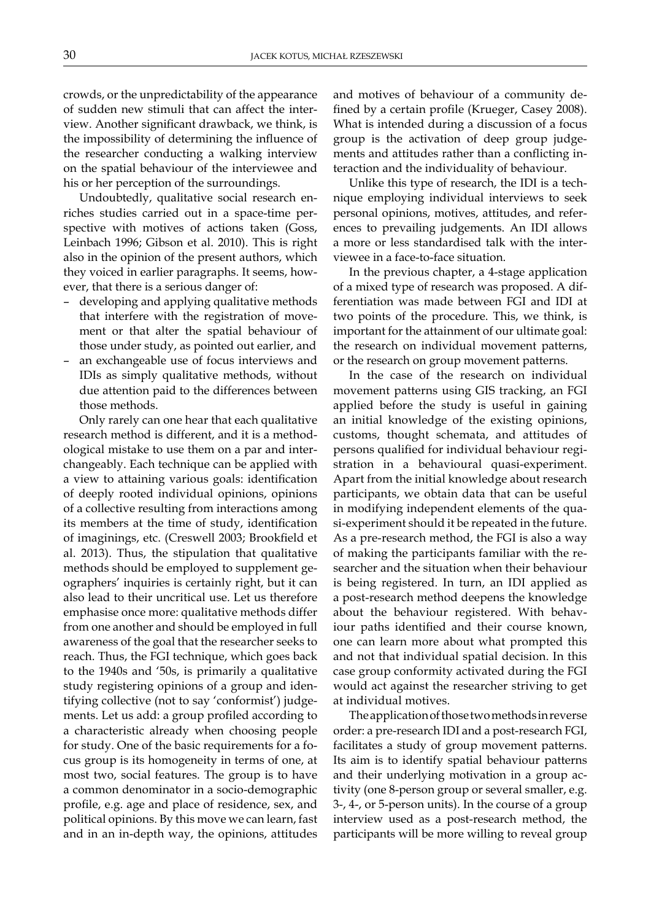crowds, or the unpredictability of the appearance of sudden new stimuli that can affect the interview. Another significant drawback, we think, is the impossibility of determining the influence of the researcher conducting a walking interview on the spatial behaviour of the interviewee and his or her perception of the surroundings.

Undoubtedly, qualitative social research enriches studies carried out in a space-time perspective with motives of actions taken (Goss, Leinbach 1996; Gibson et al. 2010). This is right also in the opinion of the present authors, which they voiced in earlier paragraphs. It seems, however, that there is a serious danger of:

- developing and applying qualitative methods that interfere with the registration of movement or that alter the spatial behaviour of those under study, as pointed out earlier, and
- an exchangeable use of focus interviews and IDIs as simply qualitative methods, without due attention paid to the differences between those methods.

Only rarely can one hear that each qualitative research method is different, and it is a methodological mistake to use them on a par and interchangeably. Each technique can be applied with a view to attaining various goals: identification of deeply rooted individual opinions, opinions of a collective resulting from interactions among its members at the time of study, identification of imaginings, etc. (Creswell 2003; Brookfield et al. 2013). Thus, the stipulation that qualitative methods should be employed to supplement geographers' inquiries is certainly right, but it can also lead to their uncritical use. Let us therefore emphasise once more: qualitative methods differ from one another and should be employed in full awareness of the goal that the researcher seeks to reach. Thus, the FGI technique, which goes back to the 1940s and '50s, is primarily a qualitative study registering opinions of a group and identifying collective (not to say 'conformist') judgements. Let us add: a group profiled according to a characteristic already when choosing people for study. One of the basic requirements for a focus group is its homogeneity in terms of one, at most two, social features. The group is to have a common denominator in a socio-demographic profile, e.g. age and place of residence, sex, and political opinions. By this move we can learn, fast and in an in-depth way, the opinions, attitudes and motives of behaviour of a community defined by a certain profile (Krueger, Casey 2008). What is intended during a discussion of a focus group is the activation of deep group judgements and attitudes rather than a conflicting interaction and the individuality of behaviour.

Unlike this type of research, the IDI is a technique employing individual interviews to seek personal opinions, motives, attitudes, and references to prevailing judgements. An IDI allows a more or less standardised talk with the interviewee in a face-to-face situation.

In the previous chapter, a 4-stage application of a mixed type of research was proposed. A differentiation was made between FGI and IDI at two points of the procedure. This, we think, is important for the attainment of our ultimate goal: the research on individual movement patterns, or the research on group movement patterns.

In the case of the research on individual movement patterns using GIS tracking, an FGI applied before the study is useful in gaining an initial knowledge of the existing opinions, customs, thought schemata, and attitudes of persons qualified for individual behaviour registration in a behavioural quasi-experiment. Apart from the initial knowledge about research participants, we obtain data that can be useful in modifying independent elements of the quasi-experiment should it be repeated in the future. As a pre-research method, the FGI is also a way of making the participants familiar with the researcher and the situation when their behaviour is being registered. In turn, an IDI applied as a post-research method deepens the knowledge about the behaviour registered. With behaviour paths identified and their course known, one can learn more about what prompted this and not that individual spatial decision. In this case group conformity activated during the FGI would act against the researcher striving to get at individual motives.

The application of those two methods in reverse order: a pre-research IDI and a post-research FGI, facilitates a study of group movement patterns. Its aim is to identify spatial behaviour patterns and their underlying motivation in a group activity (one 8-person group or several smaller, e.g. 3-, 4-, or 5-person units). In the course of a group interview used as a post-research method, the participants will be more willing to reveal group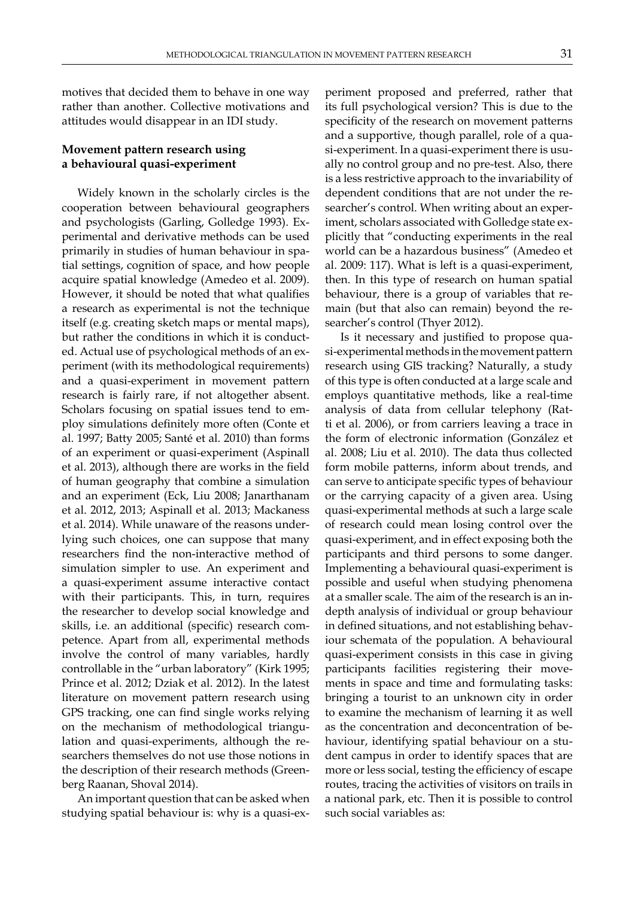motives that decided them to behave in one way rather than another. Collective motivations and attitudes would disappear in an IDI study.

### Movement pattern research using a behavioural quasi-experiment

Widely known in the scholarly circles is the cooperation between behavioural geographers and psychologists (Garling, Golledge 1993). Experimental and derivative methods can be used primarily in studies of human behaviour in spatial settings, cognition of space, and how people acquire spatial knowledge (Amedeo et al. 2009). However, it should be noted that what qualifies a research as experimental is not the technique itself (e.g. creating sketch maps or mental maps), but rather the conditions in which it is conducted. Actual use of psychological methods of an experiment (with its methodological requirements) and a quasi-experiment in movement pattern research is fairly rare, if not altogether absent. Scholars focusing on spatial issues tend to employ simulations definitely more often (Conte et al. 1997; Batty 2005; Santé et al. 2010) than forms of an experiment or quasi-experiment (Aspinall et al. 2013), although there are works in the field of human geography that combine a simulation and an experiment (Eck, Liu 2008; Janarthanam et al. 2012, 2013; Aspinall et al. 2013; Mackaness et al. 2014). While unaware of the reasons underlying such choices, one can suppose that many researchers find the non-interactive method of simulation simpler to use. An experiment and a quasi-experiment assume interactive contact with their participants. This, in turn, requires the researcher to develop social knowledge and skills, i.e. an additional (specific) research competence. Apart from all, experimental methods involve the control of many variables, hardly controllable in the "urban laboratory" (Kirk 1995; Prince et al. 2012; Dziak et al. 2012). In the latest literature on movement pattern research using GPS tracking, one can find single works relying on the mechanism of methodological triangulation and quasi-experiments, although the researchers themselves do not use those notions in the description of their research methods (Greenberg Raanan, Shoval 2014).

An important question that can be asked when studying spatial behaviour is: why is a quasi-experiment proposed and preferred, rather that its full psychological version? This is due to the specificity of the research on movement patterns and a supportive, though parallel, role of a quasi-experiment. In a quasi-experiment there is usually no control group and no pre-test. Also, there is a less restrictive approach to the invariability of dependent conditions that are not under the researcher's control. When writing about an experiment, scholars associated with Golledge state explicitly that "conducting experiments in the real world can be a hazardous business" (Amedeo et al. 2009: 117). What is left is a quasi-experiment, then. In this type of research on human spatial behaviour, there is a group of variables that remain (but that also can remain) beyond the researcher's control (Thyer 2012).

Is it necessary and justified to propose quasi-experimental methods in the movement pattern research using GIS tracking? Naturally, a study of this type is often conducted at a large scale and employs quantitative methods, like a real-time analysis of data from cellular telephony (Ratti et al. 2006), or from carriers leaving a trace in the form of electronic information (González et al. 2008; Liu et al. 2010). The data thus collected form mobile patterns, inform about trends, and can serve to anticipate specific types of behaviour or the carrying capacity of a given area. Using quasi-experimental methods at such a large scale of research could mean losing control over the quasi-experiment, and in effect exposing both the participants and third persons to some danger. Implementing a behavioural quasi-experiment is possible and useful when studying phenomena at a smaller scale. The aim of the research is an in-depth analysis of individual or group behaviour in defined situations, and not establishing behaviour schemata of the population. A behavioural quasi-experiment consists in this case in giving participants facilities registering their movements in space and time and formulating tasks: bringing a tourist to an unknown city in order to examine the mechanism of learning it as well as the concentration and deconcentration of behaviour, identifying spatial behaviour on a student campus in order to identify spaces that are more or less social, testing the efficiency of escape routes, tracing the activities of visitors on trails in a national park, etc. Then it is possible to control such social variables as: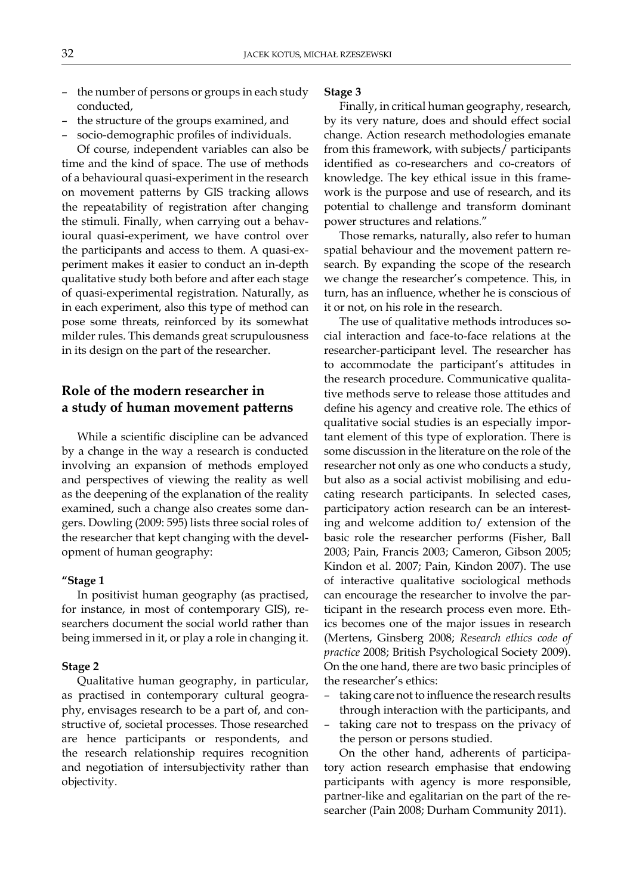- the number of persons or groups in each study conducted,
- the structure of the groups examined, and
- socio-demographic profiles of individuals.

Of course, independent variables can also be time and the kind of space. The use of methods of a behavioural quasi-experiment in the research on movement patterns by GIS tracking allows the repeatability of registration after changing the stimuli. Finally, when carrying out a behavioural quasi-experiment, we have control over the participants and access to them. A quasi-experiment makes it easier to conduct an in-depth qualitative study both before and after each stage of quasi-experimental registration. Naturally, as in each experiment, also this type of method can pose some threats, reinforced by its somewhat milder rules. This demands great scrupulousness in its design on the part of the researcher.

## Role of the modern researcher in a study of human movement patterns

While a scientific discipline can be advanced by a change in the way a research is conducted involving an expansion of methods employed and perspectives of viewing the reality as well as the deepening of the explanation of the reality examined, such a change also creates some dangers. Dowling (2009: 595) lists three social roles of the researcher that kept changing with the development of human geography:

**"Stage 1**

In positivist human geography (as practised, for instance, in most of contemporary GIS), researchers document the social world rather than being immersed in it, or play a role in changing it.

**Stage 2**

Qualitative human geography, in particular, as practised in contemporary cultural geography, envisages research to be a part of, and constructive of, societal processes. Those researched are hence participants or respondents, and the research relationship requires recognition and negotiation of intersubjectivity rather than objectivity.

**Stage 3**

Finally, in critical human geography, research, by its very nature, does and should effect social change. Action research methodologies emanate from this framework, with subjects/ participants identified as co-researchers and co-creators of knowledge. The key ethical issue in this framework is the purpose and use of research, and its potential to challenge and transform dominant power structures and relations."

Those remarks, naturally, also refer to human spatial behaviour and the movement pattern research. By expanding the scope of the research we change the researcher's competence. This, in turn, has an influence, whether he is conscious of it or not, on his role in the research.

The use of qualitative methods introduces social interaction and face-to-face relations at the researcher-participant level. The researcher has to accommodate the participant's attitudes in the research procedure. Communicative qualitative methods serve to release those attitudes and define his agency and creative role. The ethics of qualitative social studies is an especially important element of this type of exploration. There is some discussion in the literature on the role of the researcher not only as one who conducts a study, but also as a social activist mobilising and educating research participants. In selected cases, participatory action research can be an interesting and welcome addition to/ extension of the basic role the researcher performs (Fisher, Ball 2003; Pain, Francis 2003; Cameron, Gibson 2005; Kindon et al. 2007; Pain, Kindon 2007). The use of interactive qualitative sociological methods can encourage the researcher to involve the participant in the research process even more. Ethics becomes one of the major issues in research (Mertens, Ginsberg 2008; *Research ethics code of practice* 2008; British Psychological Society 2009). On the one hand, there are two basic principles of the researcher's ethics:

- taking care not to influence the research results through interaction with the participants, and
- taking care not to trespass on the privacy of the person or persons studied.

On the other hand, adherents of participatory action research emphasise that endowing participants with agency is more responsible, partner-like and egalitarian on the part of the researcher (Pain 2008; Durham Community 2011).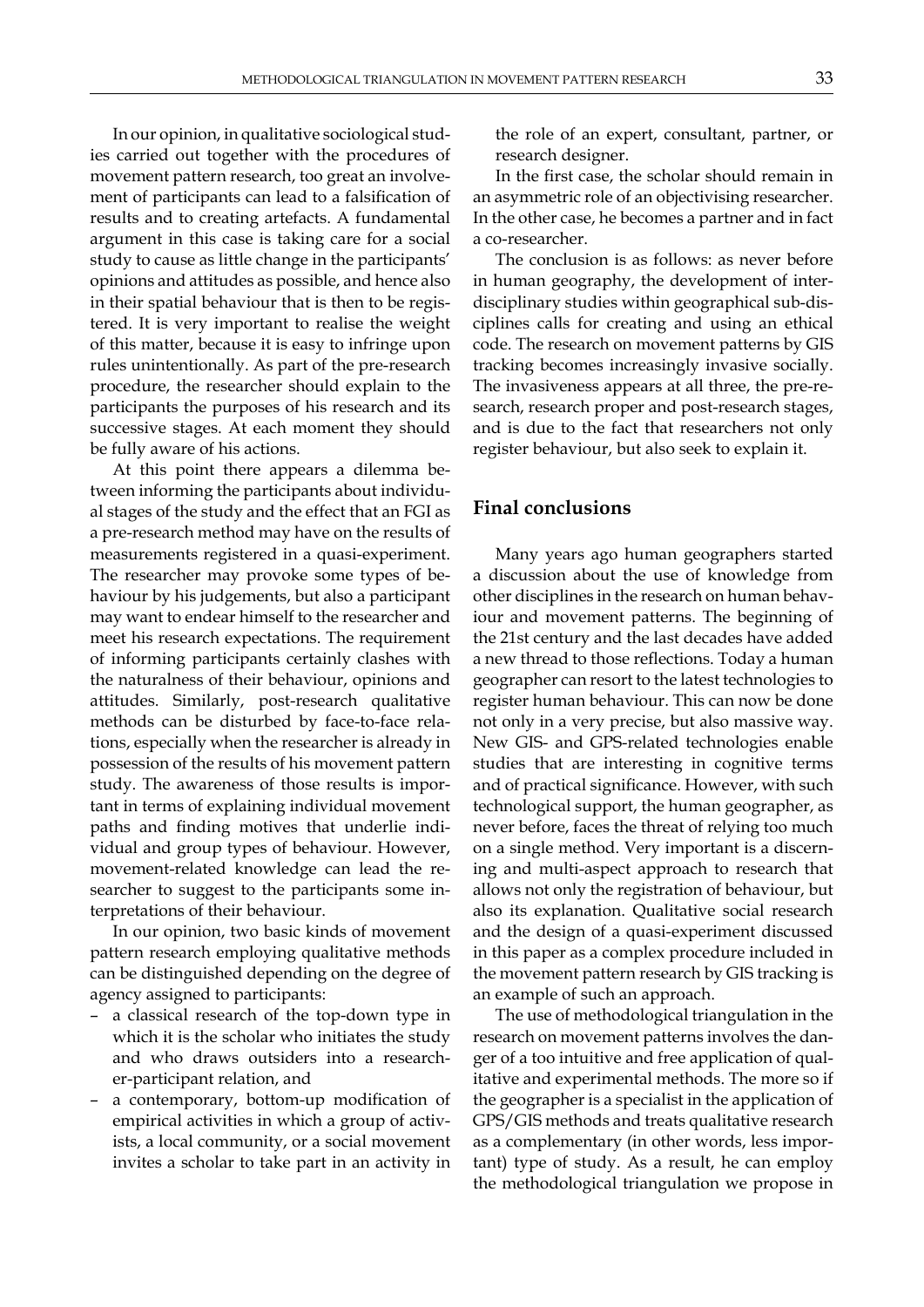In our opinion, in qualitative sociological studies carried out together with the procedures of movement pattern research, too great an involvement of participants can lead to a falsification of results and to creating artefacts. A fundamental argument in this case is taking care for a social study to cause as little change in the participants' opinions and attitudes as possible, and hence also in their spatial behaviour that is then to be registered. It is very important to realise the weight of this matter, because it is easy to infringe upon rules unintentionally. As part of the pre-research procedure, the researcher should explain to the participants the purposes of his research and its successive stages. At each moment they should be fully aware of his actions.

At this point there appears a dilemma between informing the participants about individual stages of the study and the effect that an FGI as a pre-research method may have on the results of measurements registered in a quasi-experiment. The researcher may provoke some types of behaviour by his judgements, but also a participant may want to endear himself to the researcher and meet his research expectations. The requirement of informing participants certainly clashes with the naturalness of their behaviour, opinions and attitudes. Similarly, post-research qualitative methods can be disturbed by face-to-face relations, especially when the researcher is already in possession of the results of his movement pattern study. The awareness of those results is important in terms of explaining individual movement paths and finding motives that underlie individual and group types of behaviour. However, movement-related knowledge can lead the researcher to suggest to the participants some interpretations of their behaviour.

In our opinion, two basic kinds of movement pattern research employing qualitative methods can be distinguished depending on the degree of agency assigned to participants:

- a classical research of the top-down type in which it is the scholar who initiates the study and who draws outsiders into a researcher-participant relation, and
- a contemporary, bottom-up modification of empirical activities in which a group of activists, a local community, or a social movement invites a scholar to take part in an activity in the role of an expert, consultant, partner, or research designer.

In the first case, the scholar should remain in an asymmetric role of an objectivising researcher. In the other case, he becomes a partner and in fact a co-researcher.

The conclusion is as follows: as never before in human geography, the development of interdisciplinary studies within geographical sub-disciplines calls for creating and using an ethical code. The research on movement patterns by GIS tracking becomes increasingly invasive socially. The invasiveness appears at all three, the pre-research, research proper and post-research stages, and is due to the fact that researchers not only register behaviour, but also seek to explain it.

## Final conclusions

Many years ago human geographers started a discussion about the use of knowledge from other disciplines in the research on human behaviour and movement patterns. The beginning of the 21st century and the last decades have added a new thread to those reflections. Today a human geographer can resort to the latest technologies to register human behaviour. This can now be done not only in a very precise, but also massive way. New GIS- and GPS-related technologies enable studies that are interesting in cognitive terms and of practical significance. However, with such technological support, the human geographer, as never before, faces the threat of relying too much on a single method. Very important is a discerning and multi-aspect approach to research that allows not only the registration of behaviour, but also its explanation. Qualitative social research and the design of a quasi-experiment discussed in this paper as a complex procedure included in the movement pattern research by GIS tracking is an example of such an approach.

The use of methodological triangulation in the research on movement patterns involves the danger of a too intuitive and free application of qualitative and experimental methods. The more so if the geographer is a specialist in the application of GPS/GIS methods and treats qualitative research as a complementary (in other words, less important) type of study. As a result, he can employ the methodological triangulation we propose in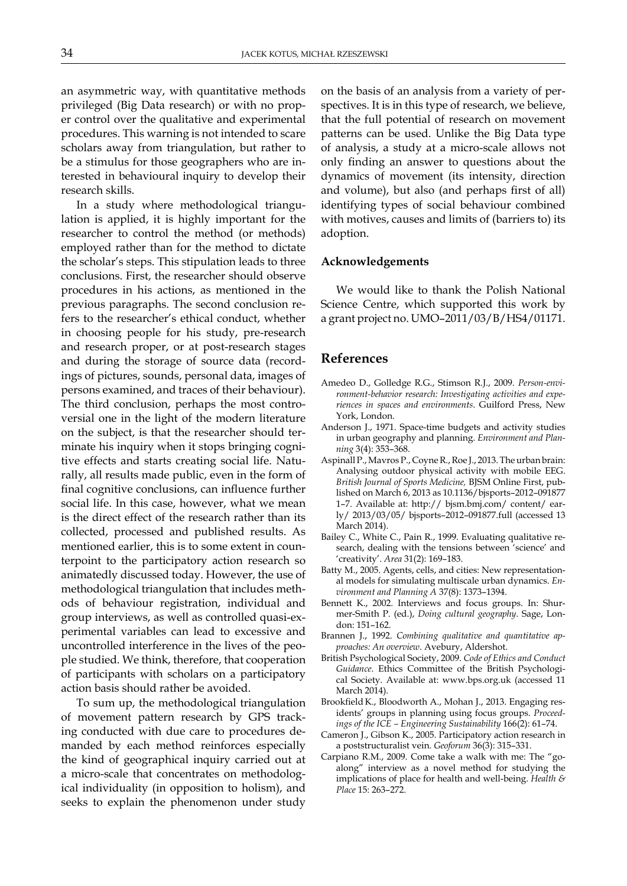an asymmetric way, with quantitative methods privileged (Big Data research) or with no proper control over the qualitative and experimental procedures. This warning is not intended to scare scholars away from triangulation, but rather to be a stimulus for those geographers who are interested in behavioural inquiry to develop their research skills.

In a study where methodological triangulation is applied, it is highly important for the researcher to control the method (or methods) employed rather than for the method to dictate the scholar's steps. This stipulation leads to three conclusions. First, the researcher should observe procedures in his actions, as mentioned in the previous paragraphs. The second conclusion refers to the researcher's ethical conduct, whether in choosing people for his study, pre-research and research proper, or at post-research stages and during the storage of source data (recordings of pictures, sounds, personal data, images of persons examined, and traces of their behaviour). The third conclusion, perhaps the most controversial one in the light of the modern literature on the subject, is that the researcher should terminate his inquiry when it stops bringing cognitive effects and starts creating social life. Naturally, all results made public, even in the form of final cognitive conclusions, can influence further social life. In this case, however, what we mean is the direct effect of the research rather than its collected, processed and published results. As mentioned earlier, this is to some extent in counterpoint to the participatory action research so animatedly discussed today. However, the use of methodological triangulation that includes methods of behaviour registration, individual and group interviews, as well as controlled quasi-experimental variables can lead to excessive and uncontrolled interference in the lives of the people studied. We think, therefore, that cooperation of participants with scholars on a participatory action basis should rather be avoided.

To sum up, the methodological triangulation of movement pattern research by GPS tracking conducted with due care to procedures demanded by each method reinforces especially the kind of geographical inquiry carried out at a micro-scale that concentrates on methodological individuality (in opposition to holism), and seeks to explain the phenomenon under study on the basis of an analysis from a variety of perspectives. It is in this type of research, we believe, that the full potential of research on movement patterns can be used. Unlike the Big Data type of analysis, a study at a micro-scale allows not only finding an answer to questions about the dynamics of movement (its intensity, direction and volume), but also (and perhaps first of all) identifying types of social behaviour combined with motives, causes and limits of (barriers to) its adoption.

### Acknowledgements

We would like to thank the Polish National Science Centre, which supported this work by a grant project no. UMO–2011/03/B/HS4/01171.

## References

Amedeo D., Golledge R.G., Stimson R.J., 2009. *Person-environment-behavior research: Investigating activities and experiences in spaces and environments*. Guilford Press, New York, London.

Anderson J., 1971. Space-time budgets and activity studies in urban geography and planning. *Environment and Planning* 3(4): 353–368.

Aspinall P., Mavros P., Coyne R., Roe J., 2013. The urban brain: Analysing outdoor physical activity with mobile EEG. *British Journal of Sports Medicine,* BJSM Online First, published on March 6, 2013 as 10.1136/bjsports–2012–091877 1–7. Available at: http:// bjsm.bmj.com/ content/ early/ 2013/03/05/ bjsports–2012–091877.full (accessed 13 March 2014).

Bailey C., White C., Pain R., 1999. Evaluating qualitative research, dealing with the tensions between 'science' and 'creativity'. *Area* 31(2): 169–183.

Batty M., 2005. Agents, cells, and cities: New representational models for simulating multiscale urban dynamics. *Environment and Planning A* 37(8): 1373–1394.

Bennett K., 2002. Interviews and focus groups. In: Shurmer-Smith P. (ed.), *Doing cultural geography*. Sage, London: 151–162.

Brannen J., 1992. *Combining qualitative and quantitative approaches: An overview*. Avebury, Aldershot.

British Psychological Society, 2009. *Code of Ethics and Conduct Guidance*. Ethics Committee of the British Psychological Society. Available at: www.bps.org.uk (accessed 11 March 2014).

Brookfield K., Bloodworth A., Mohan J., 2013. Engaging residents' groups in planning using focus groups. *Proceedings of the ICE – Engineering Sustainability* 166(2): 61–74.

Cameron J., Gibson K., 2005. Participatory action research in a poststructuralist vein. *Geoforum* 36(3): 315–331.

Carpiano R.M., 2009. Come take a walk with me: The "go-along" interview as a novel method for studying the implications of place for health and well-being. *Health & Place* 15: 263–272.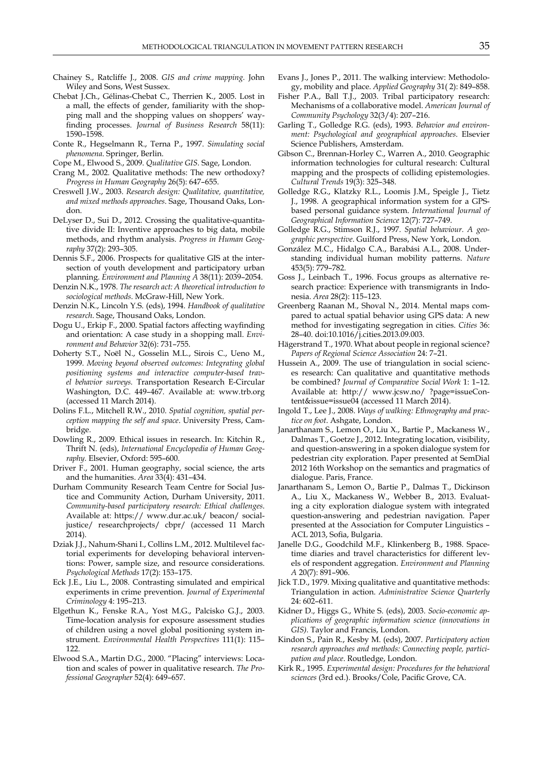Chainey S., Ratcliffe J., 2008. *GIS and crime mapping.* John Wiley and Sons, West Sussex.

Chebat J.Ch., Gélinas-Chebat C., Therrien K., 2005. Lost in a mall, the effects of gender, familiarity with the shopping mall and the shopping values on shoppers' wayfinding processes. *Journal of Business Research* 58(11): 1590–1598.

Conte R., Hegselmann R., Terna P., 1997. *Simulating social phenomena*. Springer, Berlin.

Cope M., Elwood S., 2009. *Qualitative GIS.* Sage, London.

Crang M., 2002. Qualitative methods: The new orthodoxy? *Progress in Human Geography* 26(5): 647–655.

Creswell J.W., 2003. *Research design: Qualitative, quantitative, and mixed methods approaches*. Sage, Thousand Oaks, London.

DeLyser D., Sui D., 2012. Crossing the qualitative-quantitative divide II: Inventive approaches to big data, mobile methods, and rhythm analysis. *Progress in Human Geography* 37(2): 293–305.

Dennis S.F., 2006. Prospects for qualitative GIS at the intersection of youth development and participatory urban planning. *Environment and Planning A* 38(11): 2039–2054.

Denzin N.K., 1978. *The research act: A theoretical introduction to sociological methods*. McGraw-Hill, New York.

Denzin N.K., Lincoln Y.S. (eds), 1994. *Handbook of qualitative research.* Sage, Thousand Oaks, London.

Dogu U., Erkip F., 2000. Spatial factors affecting wayfinding and orientation: A case study in a shopping mall. *Environment and Behavior* 32(6): 731–755.

Doherty S.T., Noël N., Gosselin M.L., Sirois C., Ueno M., 1999. *Moving beyond observed outcomes: Integrating global positioning systems and interactive computer-based travel behavior surveys.* Transportation Research E-Circular Washington, D.C. 449–467. Available at: www.trb.org (accessed 11 March 2014).

Dolins F.L., Mitchell R.W., 2010. *Spatial cognition, spatial perception mapping the self and space*. University Press, Cambridge.

Dowling R., 2009. Ethical issues in research. In: Kitchin R., Thrift N. (eds), *International Encyclopedia of Human Geography.* Elsevier, Oxford: 595–600.

Driver F., 2001. Human geography, social science, the arts and the humanities. *Area* 33(4): 431–434.

Durham Community Research Team Centre for Social Justice and Community Action, Durham University, 2011. *Community-based participatory research: Ethical challenges*. Available at: https:// www.dur.ac.uk/ beacon/ socialjustice/ researchprojects/ cbpr/ (accessed 11 March 2014).

Dziak J.J., Nahum-Shani I., Collins L.M., 2012. Multilevel factorial experiments for developing behavioral interventions: Power, sample size, and resource considerations. *Psychological Methods* 17(2): 153–175.

Eck J.E., Liu L., 2008. Contrasting simulated and empirical experiments in crime prevention. *Journal of Experimental Criminology* 4: 195–213.

Elgethun K., Fenske R.A., Yost M.G., Palcisko G.J., 2003. Time-location analysis for exposure assessment studies of children using a novel global positioning system instrument. *Environmental Health Perspectives* 111(1): 115–122.

Elwood S.A., Martin D.G., 2000. "Placing" interviews: Location and scales of power in qualitative research. *The Professional Geographer* 52(4): 649–657.

Evans J., Jones P., 2011. The walking interview: Methodology, mobility and place. *Applied Geography* 31( 2): 849–858.

Fisher P.A., Ball T.J., 2003. Tribal participatory research: Mechanisms of a collaborative model. *American Journal of Community Psychology* 32(3/4): 207–216.

Garling T., Golledge R.G. (eds), 1993. *Behavior and environment: Psychological and geographical approaches*. Elsevier Science Publishers, Amsterdam.

Gibson C., Brennan-Horley C., Warren A., 2010. Geographic information technologies for cultural research: Cultural mapping and the prospects of colliding epistemologies. *Cultural Trends* 19(3): 325–348.

Golledge R.G., Klatzky R.L., Loomis J.M., Speigle J., Tietz J., 1998. A geographical information system for a GPS-based personal guidance system. *International Journal of Geographical Information Science* 12(7): 727–749.

Golledge R.G., Stimson R.J., 1997. *Spatial behaviour. A geographic perspective*. Guilford Press, New York, London.

González M.C., Hidalgo C.A., Barabási A.L., 2008. Understanding individual human mobility patterns. *Nature* 453(5): 779–782.

Goss J., Leinbach T., 1996. Focus groups as alternative research practice: Experience with transmigrants in Indonesia. *Area* 28(2): 115–123.

Greenberg Raanan M., Shoval N., 2014. Mental maps compared to actual spatial behavior using GPS data: A new method for investigating segregation in cities. *Cities* 36: 28–40. doi:10.1016/j.cities.2013.09.003.

Hägerstrand T., 1970. What about people in regional science? *Papers of Regional Science Association* 24: 7–21.

Hussein A., 2009. The use of triangulation in social sciences research: Can qualitative and quantitative methods be combined? *Journal of Comparative Social Work* 1: 1–12. Available at: http:// www.jcsw.no/ ?page=issueContent&issue=issue04 (accessed 11 March 2014).

Ingold T., Lee J., 2008. *Ways of walking: Ethnography and practice on foot*. Ashgate, London.

Janarthanam S., Lemon O., Liu X., Bartie P., Mackaness W., Dalmas T., Goetze J., 2012. Integrating location, visibility, and question-answering in a spoken dialogue system for pedestrian city exploration. Paper presented at SemDial 2012 16th Workshop on the semantics and pragmatics of dialogue. Paris, France.

Janarthanam S., Lemon O., Bartie P., Dalmas T., Dickinson A., Liu X., Mackaness W., Webber B., 2013. Evaluating a city exploration dialogue system with integrated question-answering and pedestrian navigation. Paper presented at the Association for Computer Linguistics – ACL 2013, Sofia, Bulgaria.

Janelle D.G., Goodchild M.F., Klinkenberg B., 1988. Space-time diaries and travel characteristics for different levels of respondent aggregation. *Environment and Planning A* 20(7): 891–906.

Jick T.D., 1979. Mixing qualitative and quantitative methods: Triangulation in action. *Administrative Science Quarterly* 24: 602–611.

Kidner D., Higgs G., White S. (eds), 2003. *Socio-economic applications of geographic information science (innovations in GIS)*. Taylor and Francis, London.

Kindon S., Pain R., Kesby M. (eds), 2007. *Participatory action research approaches and methods: Connecting people, participation and place*. Routledge, London.

Kirk R., 1995. *Experimental design: Procedures for the behavioral sciences* (3rd ed.). Brooks/Cole, Pacific Grove, CA.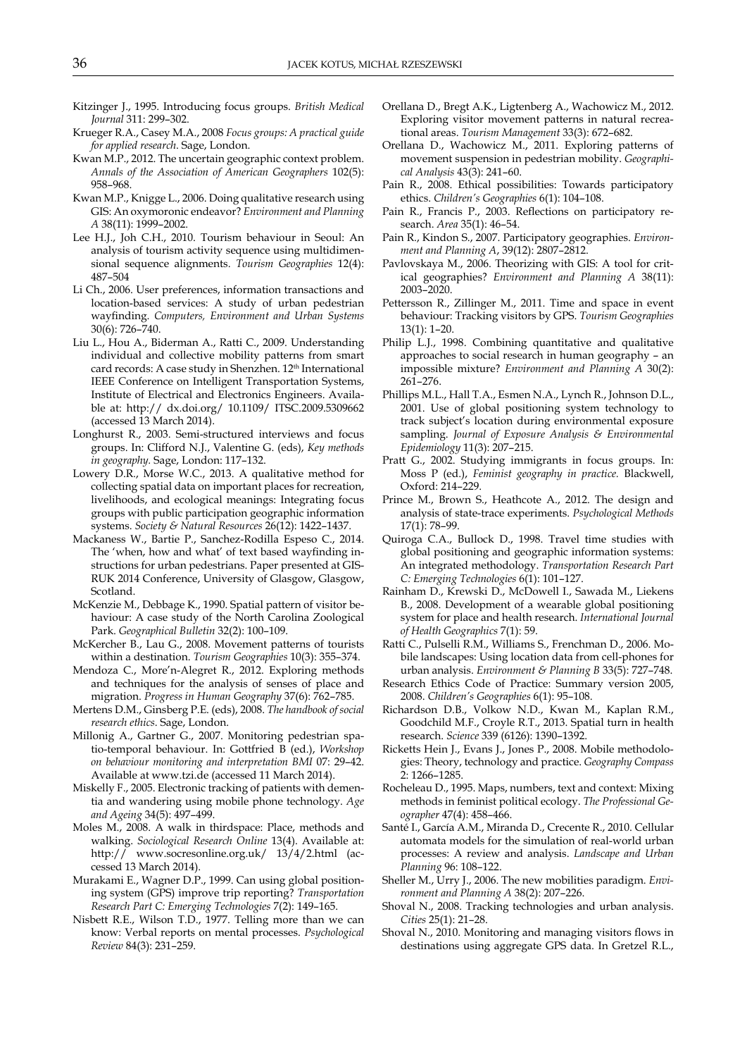Kitzinger J., 1995. Introducing focus groups. *British Medical Journal* 311: 299–302.

Krueger R.A., Casey M.A., 2008 *Focus groups: A practical guide for applied research*. Sage, London.

Kwan M.P., 2012. The uncertain geographic context problem. *Annals of the Association of American Geographers* 102(5): 958–968.

Kwan M.P., Knigge L., 2006. Doing qualitative research using GIS: An oxymoronic endeavor? *Environment and Planning A* 38(11): 1999–2002.

Lee H.J., Joh C.H., 2010. Tourism behaviour in Seoul: An analysis of tourism activity sequence using multidimensional sequence alignments. *Tourism Geographies* 12(4): 487–504

Li Ch., 2006. User preferences, information transactions and location-based services: A study of urban pedestrian wayfinding. *Computers, Environment and Urban Systems* 30(6): 726–740.

Liu L., Hou A., Biderman A., Ratti C., 2009. Understanding individual and collective mobility patterns from smart card records: A case study in Shenzhen. 12th International IEEE Conference on Intelligent Transportation Systems, Institute of Electrical and Electronics Engineers. Available at: http:// dx.doi.org/ 10.1109/ ITSC.2009.5309662 (accessed 13 March 2014).

Longhurst R., 2003. Semi-structured interviews and focus groups. In: Clifford N.J., Valentine G. (eds), *Key methods in geography*. Sage, London: 117–132.

Lowery D.R., Morse W.C., 2013. A qualitative method for collecting spatial data on important places for recreation, livelihoods, and ecological meanings: Integrating focus groups with public participation geographic information systems. *Society & Natural Resources* 26(12): 1422–1437.

Mackaness W., Bartie P., Sanchez-Rodilla Espeso C., 2014. The 'when, how and what' of text based wayfinding instructions for urban pedestrians. Paper presented at GISRUK 2014 Conference, University of Glasgow, Glasgow, Scotland.

McKenzie M., Debbage K., 1990. Spatial pattern of visitor behaviour: A case study of the North Carolina Zoological Park. *Geographical Bulletin* 32(2): 100–109.

McKercher B., Lau G., 2008. Movement patterns of tourists within a destination. *Tourism Geographies* 10(3): 355–374.

Mendoza C., More'n-Alegret R., 2012. Exploring methods and techniques for the analysis of senses of place and migration. *Progress in Human Geography* 37(6): 762–785.

Mertens D.M., Ginsberg P.E. (eds), 2008. *The handbook of social research ethics*. Sage, London.

Millonig A., Gartner G., 2007. Monitoring pedestrian spatio-temporal behaviour. In: Gottfried B (ed.), *Workshop on behaviour monitoring and interpretation BMI* 07: 29–42. Available at www.tzi.de (accessed 11 March 2014).

Miskelly F., 2005. Electronic tracking of patients with dementia and wandering using mobile phone technology. *Age and Ageing* 34(5): 497–499.

Moles M., 2008. A walk in thirdspace: Place, methods and walking. *Sociological Research Online* 13(4). Available at: http:// www.socresonline.org.uk/ 13/4/2.html (accessed 13 March 2014).

Murakami E., Wagner D.P., 1999. Can using global positioning system (GPS) improve trip reporting? *Transportation Research Part C: Emerging Technologies* 7(2): 149–165.

Nisbett R.E., Wilson T.D., 1977. Telling more than we can know: Verbal reports on mental processes. *Psychological Review* 84(3): 231–259.

Orellana D., Bregt A.K., Ligtenberg A., Wachowicz M., 2012. Exploring visitor movement patterns in natural recreational areas. *Tourism Management* 33(3): 672–682.

Orellana D., Wachowicz M., 2011. Exploring patterns of movement suspension in pedestrian mobility. *Geographical Analysis* 43(3): 241–60.

Pain R., 2008. Ethical possibilities: Towards participatory ethics. *Children's Geographies* 6(1): 104–108.

Pain R., Francis P., 2003. Reflections on participatory research. *Area* 35(1): 46–54.

Pain R., Kindon S., 2007. Participatory geographies. *Environment and Planning A*, 39(12): 2807–2812.

Pavlovskaya M., 2006. Theorizing with GIS: A tool for critical geographies? *Environment and Planning A* 38(11): 2003–2020.

Pettersson R., Zillinger M., 2011. Time and space in event behaviour: Tracking visitors by GPS. *Tourism Geographies* 13(1): 1–20.

Philip L.J., 1998. Combining quantitative and qualitative approaches to social research in human geography – an impossible mixture? *Environment and Planning A* 30(2): 261–276.

Phillips M.L., Hall T.A., Esmen N.A., Lynch R., Johnson D.L., 2001. Use of global positioning system technology to track subject's location during environmental exposure sampling. *Journal of Exposure Analysis & Environmental Epidemiology* 11(3): 207–215.

Pratt G., 2002. Studying immigrants in focus groups. In: Moss P (ed.), *Feminist geography in practice*. Blackwell, Oxford: 214–229.

Prince M., Brown S., Heathcote A., 2012. The design and analysis of state-trace experiments. *Psychological Methods* 17(1): 78–99.

Quiroga C.A., Bullock D., 1998. Travel time studies with global positioning and geographic information systems: An integrated methodology. *Transportation Research Part C: Emerging Technologies* 6(1): 101–127.

Rainham D., Krewski D., McDowell I., Sawada M., Liekens B., 2008. Development of a wearable global positioning system for place and health research. *International Journal of Health Geographics* 7(1): 59.

Ratti C., Pulselli R.M., Williams S., Frenchman D., 2006. Mobile landscapes: Using location data from cell-phones for urban analysis. *Environment & Planning B* 33(5): 727–748.

Research Ethics Code of Practice: Summary version 2005, 2008. *Children's Geographies* 6(1): 95–108.

Richardson D.B., Volkow N.D., Kwan M., Kaplan R.M., Goodchild M.F., Croyle R.T., 2013. Spatial turn in health research. *Science* 339 (6126): 1390–1392.

Ricketts Hein J., Evans J., Jones P., 2008. Mobile methodologies: Theory, technology and practice. *Geography Compass* 2: 1266–1285.

Rocheleau D., 1995. Maps, numbers, text and context: Mixing methods in feminist political ecology. *The Professional Geographer* 47(4): 458–466.

Santé I., García A.M., Miranda D., Crecente R., 2010. Cellular automata models for the simulation of real-world urban processes: A review and analysis. *Landscape and Urban Planning* 96: 108–122.

Sheller M., Urry J., 2006. The new mobilities paradigm. *Environment and Planning A* 38(2): 207–226.

Shoval N., 2008. Tracking technologies and urban analysis. *Cities* 25(1): 21–28.

Shoval N., 2010. Monitoring and managing visitors flows in destinations using aggregate GPS data. In Gretzel R.L.,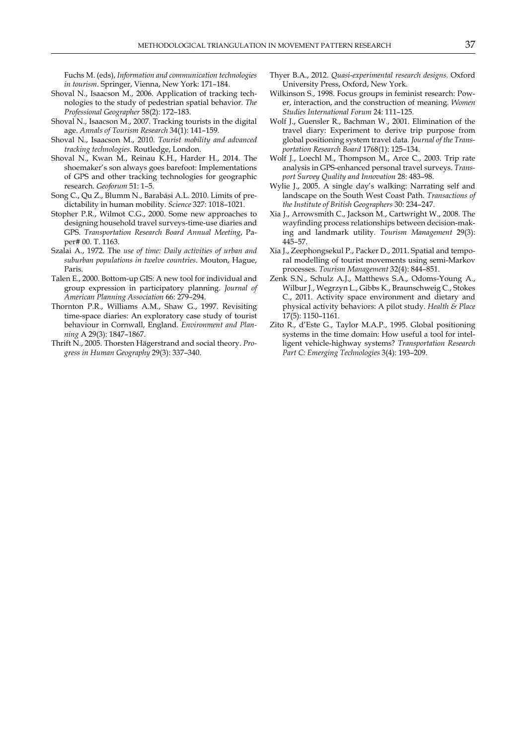Fuchs M. (eds), *Information and communication technologies in tourism*. Springer, Vienna, New York: 171–184.

Shoval N., Isaacson M., 2006. Application of tracking technologies to the study of pedestrian spatial behavior. *The Professional Geographer* 58(2): 172–183.

Shoval N., Isaacson M., 2007. Tracking tourists in the digital age. *Annals of Tourism Research* 34(1): 141–159.

Shoval N., Isaacson M., 2010. *Tourist mobility and advanced tracking technologies*. Routledge, London.

Shoval N., Kwan M., Reinau K.H., Harder H., 2014. The shoemaker's son always goes barefoot: Implementations of GPS and other tracking technologies for geographic research. *Geoforum* 51: 1–5.

Song C., Qu Z., Blumm N., Barabási A.L. 2010. Limits of predictability in human mobility. *Science* 327: 1018–1021.

Stopher P.R., Wilmot C.G., 2000. Some new approaches to designing household travel surveys-time-use diaries and GPS. *Transportation Research Board Annual Meeting*, Paper# 00. T. 1163.

Szalai A., 1972. The *use of time: Daily activities of urban and suburban populations in twelve countries*. Mouton, Hague, Paris.

Talen E., 2000. Bottom-up GIS: A new tool for individual and group expression in participatory planning. *Journal of American Planning Association* 66: 279–294.

Thornton P.R., Williams A.M., Shaw G., 1997. Revisiting time-space diaries: An exploratory case study of tourist behaviour in Cornwall, England. *Environment and Planning* A 29(3): 1847–1867.

Thrift N., 2005. Thorsten Hägerstrand and social theory. *Progress in Human Geography* 29(3): 337–340.

Thyer B.A., 2012. *Quasi-experimental research designs*. Oxford University Press, Oxford, New York.

Wilkinson S., 1998. Focus groups in feminist research: Power, interaction, and the construction of meaning. *Women Studies International Forum* 24: 111–125.

Wolf J., Guensler R., Bachman W., 2001. Elimination of the travel diary: Experiment to derive trip purpose from global positioning system travel data. *Journal of the Transportation Research Board* 1768(1): 125–134.

Wolf J., Loechl M., Thompson M., Arce C., 2003. Trip rate analysis in GPS-enhanced personal travel surveys. *Transport Survey Quality and Innovation* 28: 483–98.

Wylie J., 2005. A single day's walking: Narrating self and landscape on the South West Coast Path. *Transactions of the Institute of British Geographers* 30: 234–247.

Xia J., Arrowsmith C., Jackson M., Cartwright W., 2008. The wayfinding process relationships between decision-making and landmark utility. *Tourism Management* 29(3): 445–57.

Xia J., Zeephongsekul P., Packer D., 2011. Spatial and temporal modelling of tourist movements using semi-Markov processes. *Tourism Management* 32(4): 844–851.

Zenk S.N., Schulz A.J., Matthews S.A., Odoms-Young A., Wilbur J., Wegrzyn L., Gibbs K., Braunschweig C., Stokes C., 2011. Activity space environment and dietary and physical activity behaviors: A pilot study. *Health & Place* 17(5): 1150–1161.

Zito R., d'Este G., Taylor M.A.P., 1995. Global positioning systems in the time domain: How useful a tool for intelligent vehicle-highway systems? *Transportation Research Part C: Emerging Technologies* 3(4): 193–209.